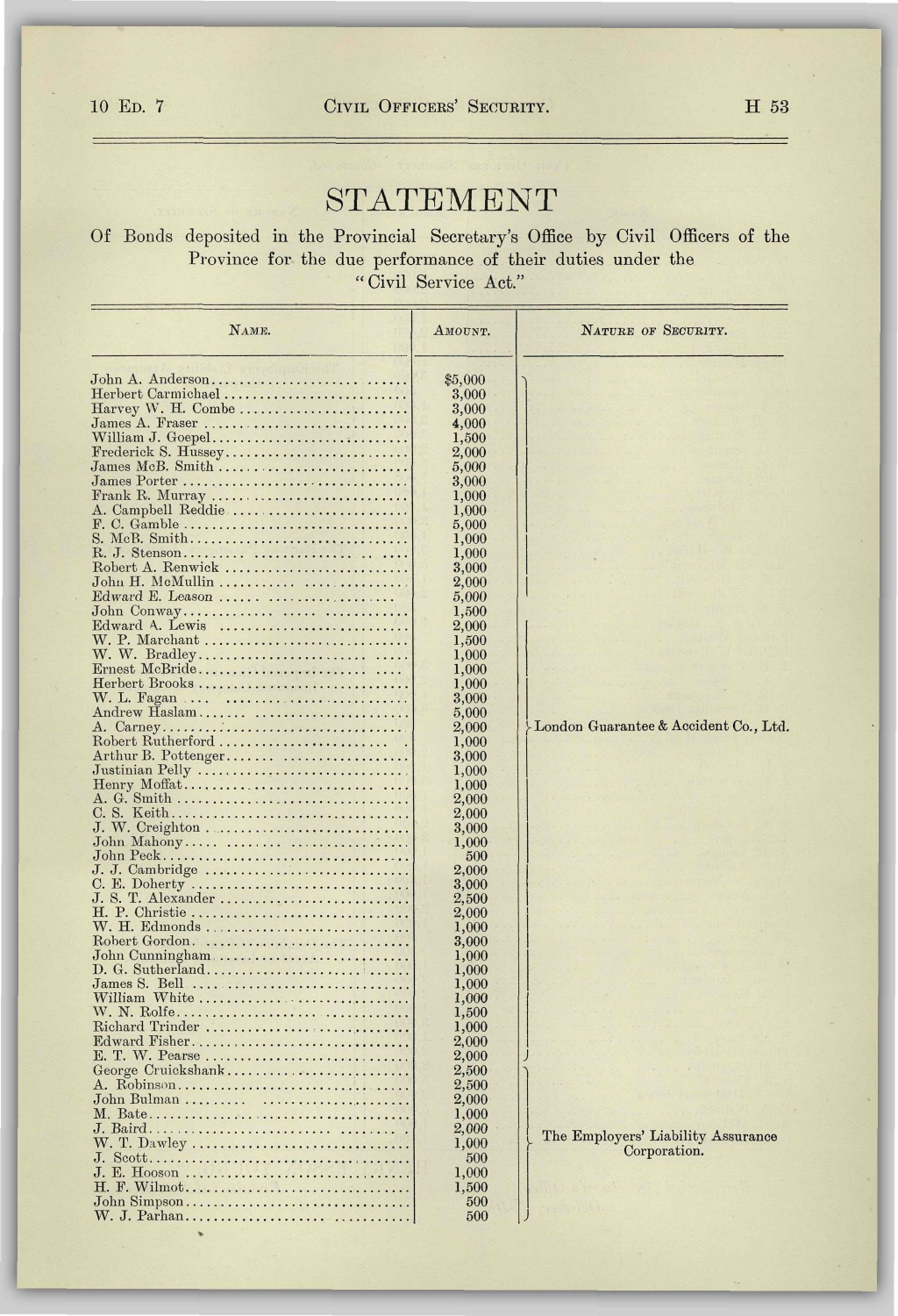# STATEMENT

Of Bonds deposited in the Provincial Secretary's Office by Civil Officers of the Province for the due performance of their duties under the "Civil Service Act."

| NAME. | AMOUNT. | NATURE OF SECURITY. |
|---|---|---|
| John A. Anderson | $5,000 | London Guarantee & Accident Co., Ltd. |
| Herbert Carmichael | 3,000 | |
| Harvey W. H. Combe | 3,000 | |
| James A. Fraser | 4,000 | |
| William J. Goepel | 1,500 | |
| Frederick S. Hussey | 2,000 | |
| James McB. Smith | 5,000 | |
| James Porter | 3,000 | |
| Frank R. Murray | 1,000 | |
| A. Campbell Reddie | 1,000 | |
| F. C. Gamble | 5,000 | |
| S. McB. Smith | 1,000 | |
| R. J. Stenson | 1,000 | |
| Robert A. Renwick | 3,000 | |
| John H. McMullin | 2,000 | |
| Edward E. Leason | 5,000 | |
| John Conway | 1,500 | |
| Edward A. Lewis | 2,000 | |
| W. P. Marchant | 1,500 | |
| W. W. Bradley | 1,000 | |
| Ernest McBride | 1,000 | |
| Herbert Brooks | 1,000 | |
| W. L. Fagan | 3,000 | |
| Andrew Haslam | 5,000 | |
| A. Carney | 2,000 | |
| Robert Rutherford | 1,000 | |
| Arthur B. Pottenger | 3,000 | |
| Justinian Pelly | 1,000 | |
| Henry Moffat | 1,000 | |
| A. G. Smith | 2,000 | |
| C. S. Keith | 2,000 | |
| J. W. Creighton | 3,000 | |
| John Mahony | 1,000 | |
| John Peck | 500 | |
| J. J. Cambridge | 2,000 | |
| C. E. Doherty | 3,000 | |
| J. S. T. Alexander | 2,500 | |
| H. P. Christie | 2,000 | |
| W. H. Edmonds | 1,000 | |
| Robert Gordon | 3,000 | |
| John Cunningham | 1,000 | |
| D. G. Sutherland | 1,000 | |
| James S. Bell | 1,000 | |
| William White | 1,000 | |
| W. N. Rolfe | 1,500 | |
| Richard Trinder | 1,000 | |
| Edward Fisher | 2,000 | |
| E. T. W. Pearse | 2,000 | |
| George Cruickshank | 2,500 | The Employers' Liability Assurance Corporation. |
| A. Robinson | 2,500 | |
| John Bulman | 2,000 | |
| M. Bate | 1,000 | |
| J. Baird | 2,000 | |
| W. T. Dawley | 1,000 | |
| J. Scott | 500 | |
| J. E. Hooson | 1,000 | |
| H. F. Wilmot | 1,500 | |
| John Simpson | 500 | |
| W. J. Parhan | 500 | |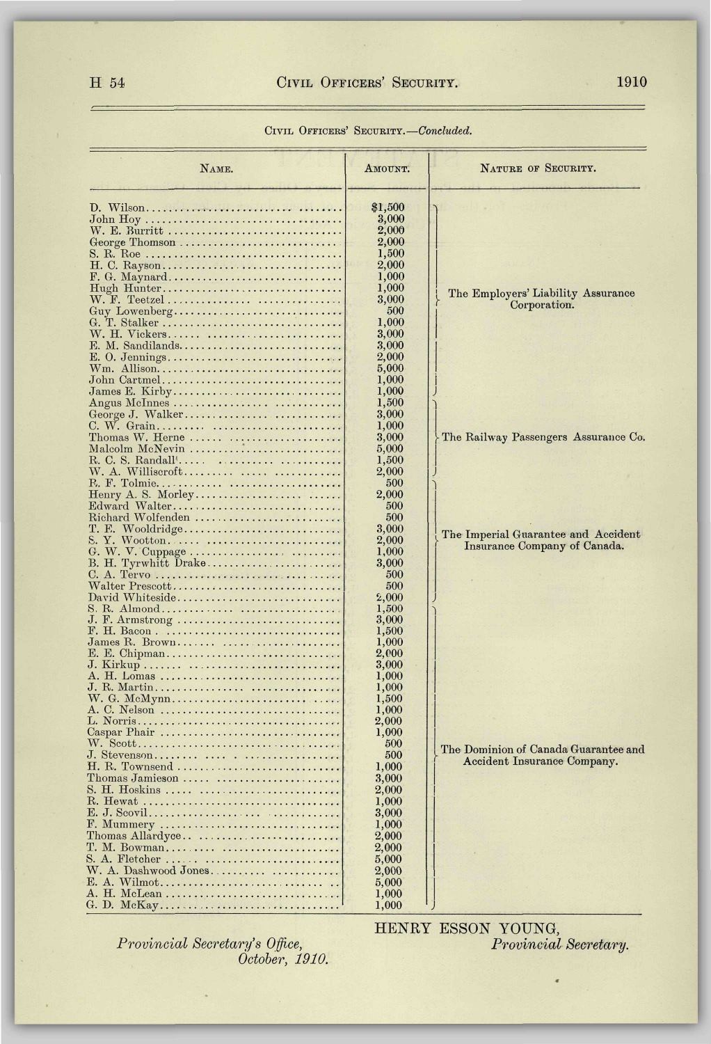Civil Officers' Security.—*Concluded.*

| Name. | Amount. | Nature of Security. |
|---|---|---|
| D. Wilson | $1,500 | The Employers' Liability Assurance Corporation. |
| John Hoy | 3,000 | |
| W. E. Burritt | 2,000 | |
| George Thomson | 2,000 | |
| S. R. Roe | 1,500 | |
| H. C. Rayson | 2,000 | |
| F. G. Maynard | 1,000 | |
| Hugh Hunter | 1,000 | |
| W. F. Teetzel | 3,000 | |
| Guy Lowenberg | 500 | |
| G. T. Stalker | 1,000 | |
| W. H. Vickers | 3,000 | |
| E. M. Sandilands | 3,000 | |
| E. O. Jennings | 2,000 | |
| Wm. Allison | 5,000 | |
| John Cartmel | 1,000 | |
| James E. Kirby | 1,000 | |
| Angus McInnes | 1,500 | The Railway Passengers Assurance Co. |
| George J. Walker | 3,000 | |
| C. W. Grain | 1,000 | |
| Thomas W. Herne | 3,000 | |
| Malcolm McNevin | 5,000 | |
| R. C. S. Randall | 1,500 | |
| W. A. Williscroft | 2,000 | |
| R. F. Tolmie | 500 | The Imperial Guarantee and Accident Insurance Company of Canada. |
| Henry A. S. Morley | 2,000 | |
| Edward Walter | 500 | |
| Richard Wolfenden | 500 | |
| T. E. Wooldridge | 3,000 | |
| S. Y. Wootton | 2,000 | |
| G. W. V. Cuppage | 1,000 | |
| B. H. Tyrwhitt Drake | 3,000 | |
| C. A. Tervo | 500 | |
| Walter Prescott | 500 | |
| David Whiteside | 2,000 | |
| S. R. Almond | 1,500 | The Dominion of Canada Guarantee and Accident Insurance Company. |
| J. F. Armstrong | 3,000 | |
| F. H. Bacon | 1,500 | |
| James R. Brown | 1,000 | |
| E. E. Chipman | 2,000 | |
| J. Kirkup | 3,000 | |
| A. H. Lomas | 1,000 | |
| J. R. Martin | 1,000 | |
| W. G. McMynn | 1,500 | |
| A. C. Nelson | 1,000 | |
| L. Norris | 2,000 | |
| Caspar Phair | 1,000 | |
| W. Scott | 500 | |
| J. Stevenson | 500 | |
| H. R. Townsend | 1,000 | |
| Thomas Jamieson | 3,000 | |
| S. H. Hoskins | 2,000 | |
| R. Hewat | 1,000 | |
| E. J. Scovil | 3,000 | |
| F. Mummery | 1,000 | |
| Thomas Allardyce | 2,000 | |
| T. M. Bowman | 2,000 | |
| S. A. Fletcher | 5,000 | |
| W. A. Dashwood Jones | 2,000 | |
| E. A. Wilmot | 5,000 | |
| A. H. McLean | 1,000 | |
| G. D. McKay | 1,000 | |

HENRY ESSON YOUNG,
*Provincial Secretary.*

*Provincial Secretary's Office,*
*October, 1910.*